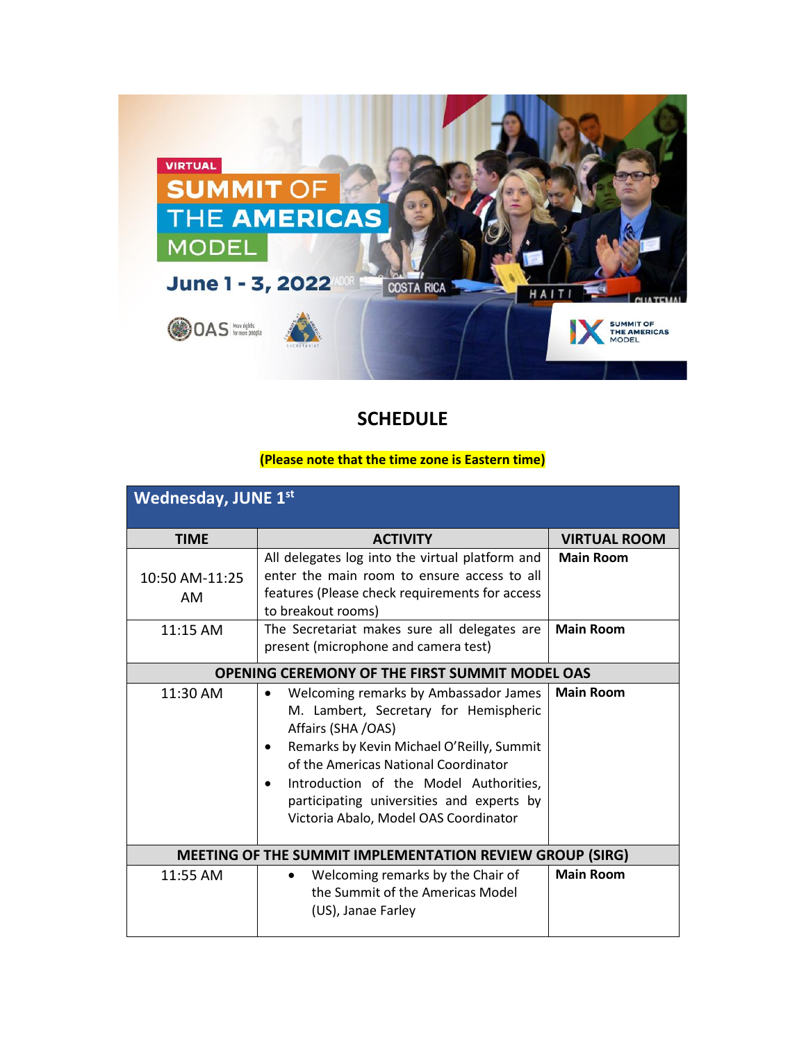VIRTUAL

# SUMMIT OF THE AMERICAS MODEL

**June 1 - 3, 2022**

## SCHEDULE

**(Please note that the time zone is Eastern time)**

| **Wednesday, JUNE 1st** | | |
|---|---|---|
| **TIME** | **ACTIVITY** | **VIRTUAL ROOM** |
| 10:50 AM-11:25 AM | All delegates log into the virtual platform and enter the main room to ensure access to all features (Please check requirements for access to breakout rooms) | **Main Room** |
| 11:15 AM | The Secretariat makes sure all delegates are present (microphone and camera test) | **Main Room** |
| **OPENING CEREMONY OF THE FIRST SUMMIT MODEL OAS** | | |
| 11:30 AM | • Welcoming remarks by Ambassador James M. Lambert, Secretary for Hemispheric Affairs (SHA /OAS)<br>• Remarks by Kevin Michael O'Reilly, Summit of the Americas National Coordinator<br>• Introduction of the Model Authorities, participating universities and experts by Victoria Abalo, Model OAS Coordinator | **Main Room** |
| **MEETING OF THE SUMMIT IMPLEMENTATION REVIEW GROUP (SIRG)** | | |
| 11:55 AM | • Welcoming remarks by the Chair of the Summit of the Americas Model (US), Janae Farley | **Main Room** |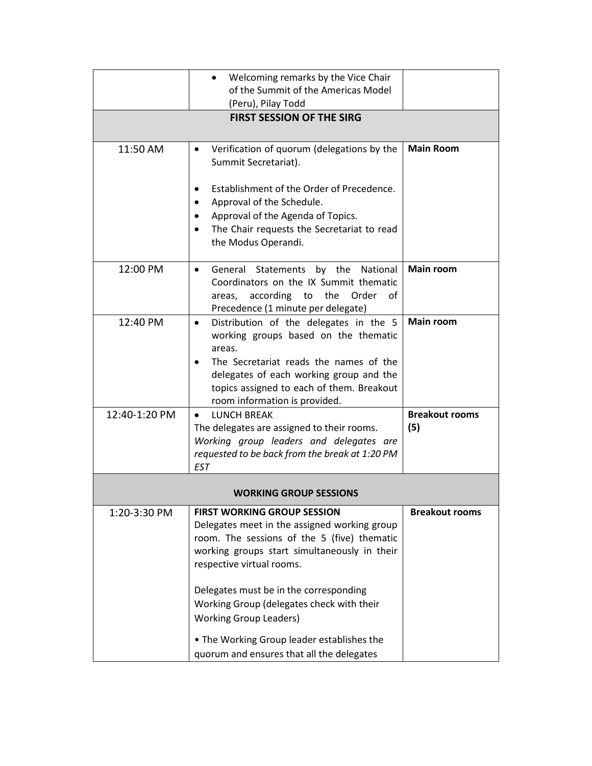| | | |
|---|---|---|
| | • Welcoming remarks by the Vice Chair of the Summit of the Americas Model (Peru), Pilay Todd | |
| **FIRST SESSION OF THE SIRG** | | |
| 11:50 AM | • Verification of quorum (delegations by the Summit Secretariat).<br><br>• Establishment of the Order of Precedence.<br>• Approval of the Schedule.<br>• Approval of the Agenda of Topics.<br>• The Chair requests the Secretariat to read the Modus Operandi. | **Main Room** |
| 12:00 PM | • General Statements by the National Coordinators on the IX Summit thematic areas, according to the Order of Precedence (1 minute per delegate) | **Main room** |
| 12:40 PM | • Distribution of the delegates in the 5 working groups based on the thematic areas.<br>• The Secretariat reads the names of the delegates of each working group and the topics assigned to each of them. Breakout room information is provided. | **Main room** |
| 12:40-1:20 PM | • LUNCH BREAK<br>The delegates are assigned to their rooms.<br>*Working group leaders and delegates are requested to be back from the break at 1:20 PM EST* | **Breakout rooms (5)** |
| **WORKING GROUP SESSIONS** | | |
| 1:20-3:30 PM | **FIRST WORKING GROUP SESSION**<br>Delegates meet in the assigned working group room. The sessions of the 5 (five) thematic working groups start simultaneously in their respective virtual rooms.<br><br>Delegates must be in the corresponding Working Group (delegates check with their Working Group Leaders)<br><br>• The Working Group leader establishes the quorum and ensures that all the delegates | **Breakout rooms** |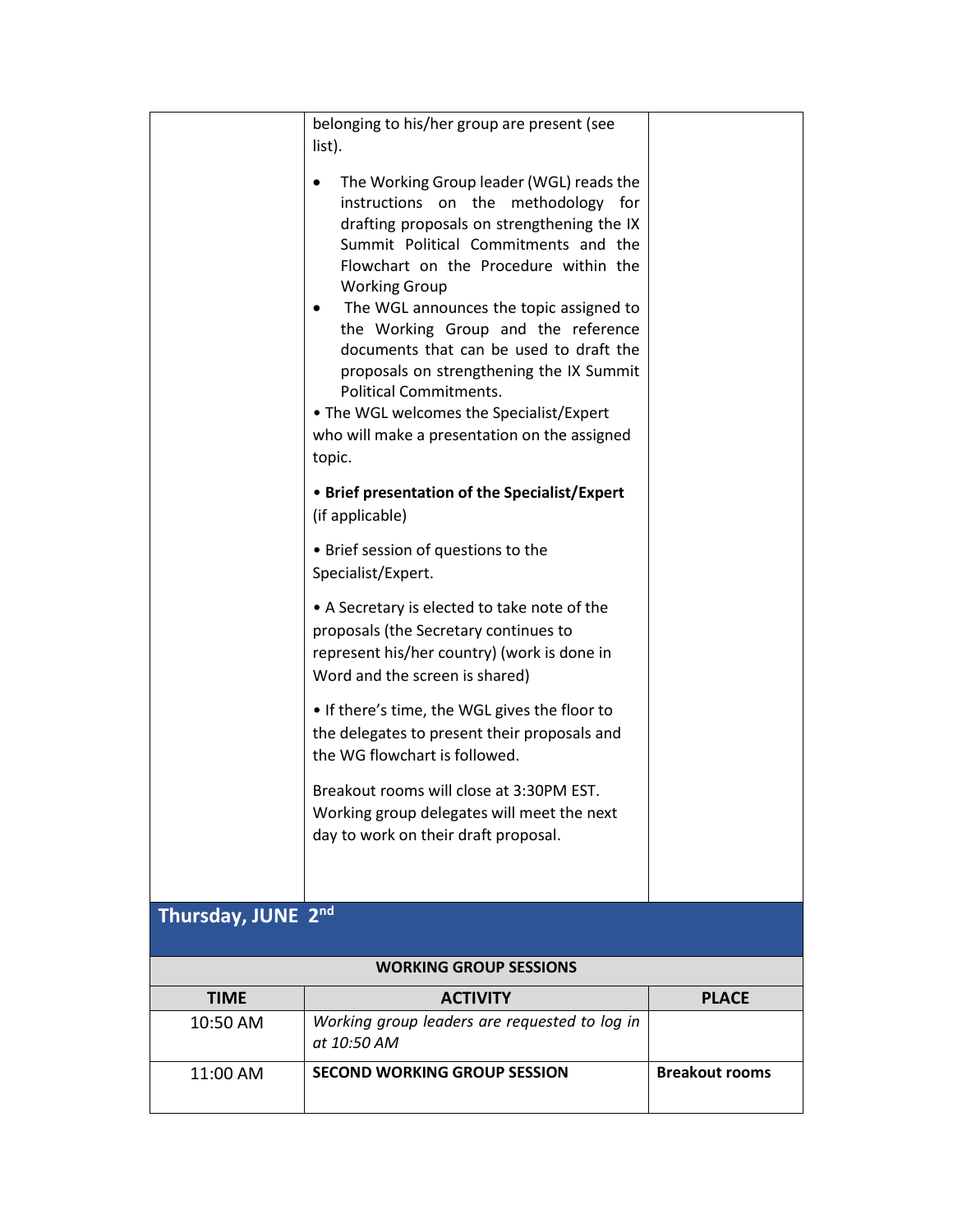| | | |
|---|---|---|
| | belonging to his/her group are present (see list).<br><br>• The Working Group leader (WGL) reads the instructions on the methodology for drafting proposals on strengthening the IX Summit Political Commitments and the Flowchart on the Procedure within the Working Group<br>• The WGL announces the topic assigned to the Working Group and the reference documents that can be used to draft the proposals on strengthening the IX Summit Political Commitments.<br>• The WGL welcomes the Specialist/Expert who will make a presentation on the assigned topic.<br><br>• **Brief presentation of the Specialist/Expert** (if applicable)<br><br>• Brief session of questions to the Specialist/Expert.<br><br>• A Secretary is elected to take note of the proposals (the Secretary continues to represent his/her country) (work is done in Word and the screen is shared)<br><br>• If there's time, the WGL gives the floor to the delegates to present their proposals and the WG flowchart is followed.<br><br>Breakout rooms will close at 3:30PM EST. Working group delegates will meet the next day to work on their draft proposal. | |

## Thursday, JUNE 2nd

**WORKING GROUP SESSIONS**

| TIME | ACTIVITY | PLACE |
|---|---|---|
| 10:50 AM | *Working group leaders are requested to log in at 10:50 AM* | |
| 11:00 AM | **SECOND WORKING GROUP SESSION** | **Breakout rooms** |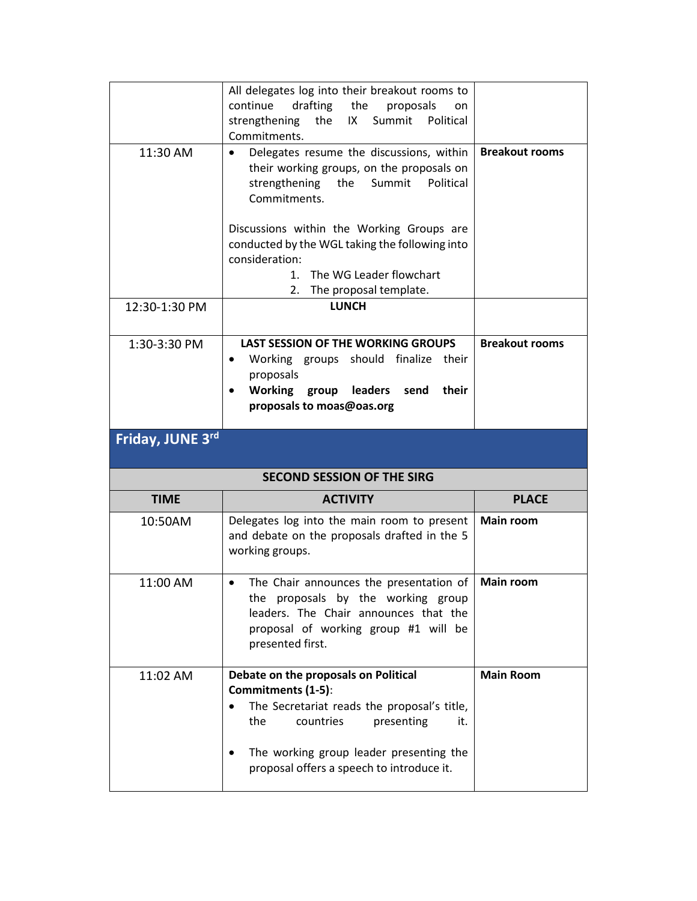| | | |
|---|---|---|
| | All delegates log into their breakout rooms to continue drafting the proposals on strengthening the IX Summit Political Commitments. | |
| 11:30 AM | • Delegates resume the discussions, within their working groups, on the proposals on strengthening the Summit Political Commitments.<br><br>Discussions within the Working Groups are conducted by the WGL taking the following into consideration:<br>1. The WG Leader flowchart<br>2. The proposal template. | **Breakout rooms** |
| 12:30-1:30 PM | **LUNCH** | |
| 1:30-3:30 PM | **LAST SESSION OF THE WORKING GROUPS**<br>• Working groups should finalize their proposals<br>• **Working group leaders send their proposals to moas@oas.org** | **Breakout rooms** |

## Friday, JUNE 3rd

| SECOND SESSION OF THE SIRG | | |
|---|---|---|
| **TIME** | **ACTIVITY** | **PLACE** |
| 10:50AM | Delegates log into the main room to present and debate on the proposals drafted in the 5 working groups. | **Main room** |
| 11:00 AM | • The Chair announces the presentation of the proposals by the working group leaders. The Chair announces that the proposal of working group #1 will be presented first. | **Main room** |
| 11:02 AM | **Debate on the proposals on Political Commitments (1-5)**:<br>• The Secretariat reads the proposal's title, the countries presenting it.<br><br>• The working group leader presenting the proposal offers a speech to introduce it. | **Main Room** |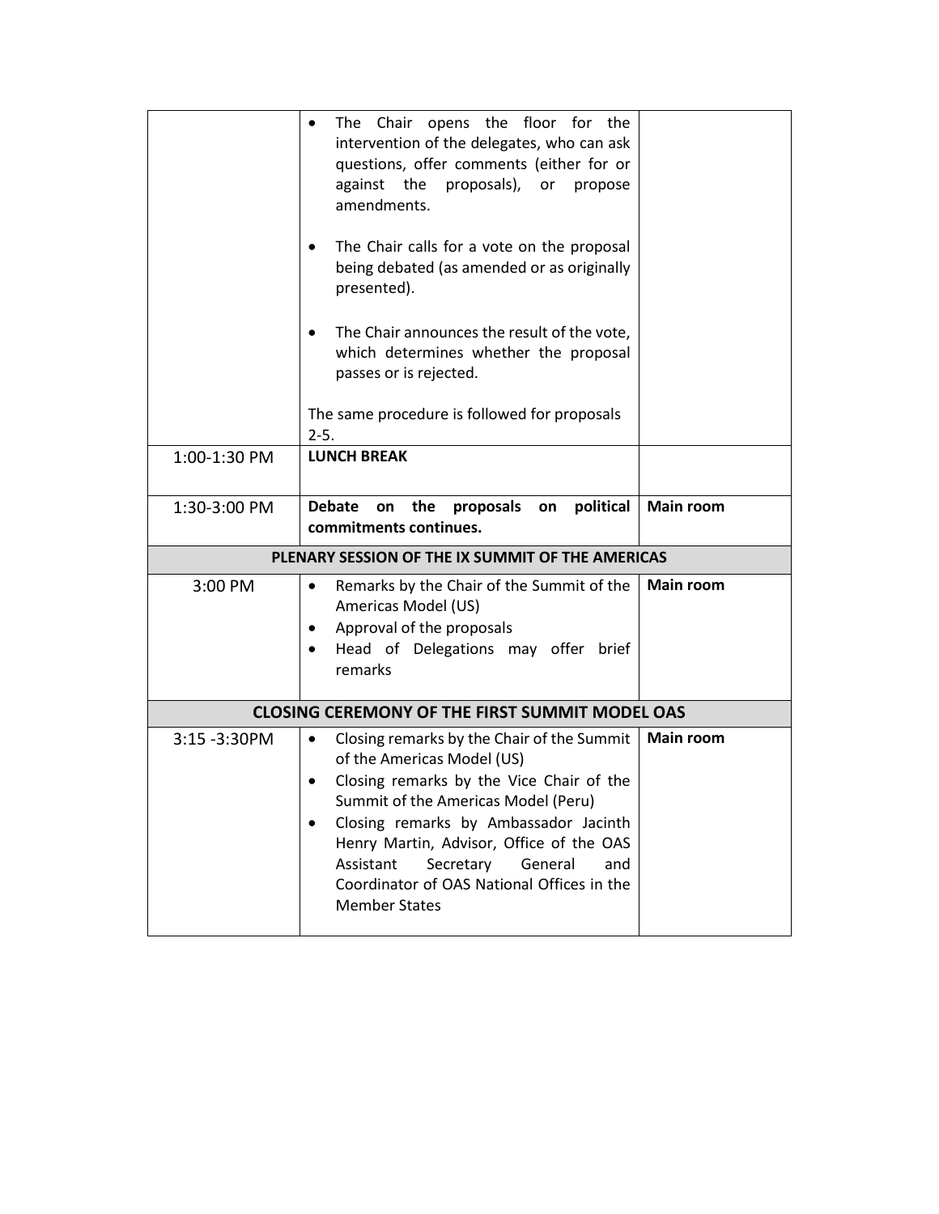| | | |
|---|---|---|
| | • The Chair opens the floor for the intervention of the delegates, who can ask questions, offer comments (either for or against the proposals), or propose amendments.<br><br>• The Chair calls for a vote on the proposal being debated (as amended or as originally presented).<br><br>• The Chair announces the result of the vote, which determines whether the proposal passes or is rejected.<br><br>The same procedure is followed for proposals 2-5. | |
| 1:00-1:30 PM | **LUNCH BREAK** | |
| 1:30-3:00 PM | **Debate on the proposals on political commitments continues.** | **Main room** |
| **PLENARY SESSION OF THE IX SUMMIT OF THE AMERICAS** | | |
| 3:00 PM | • Remarks by the Chair of the Summit of the Americas Model (US)<br>• Approval of the proposals<br>• Head of Delegations may offer brief remarks | **Main room** |
| **CLOSING CEREMONY OF THE FIRST SUMMIT MODEL OAS** | | |
| 3:15 -3:30PM | • Closing remarks by the Chair of the Summit of the Americas Model (US)<br>• Closing remarks by the Vice Chair of the Summit of the Americas Model (Peru)<br>• Closing remarks by Ambassador Jacinth Henry Martin, Advisor, Office of the OAS Assistant Secretary General and Coordinator of OAS National Offices in the Member States | **Main room** |